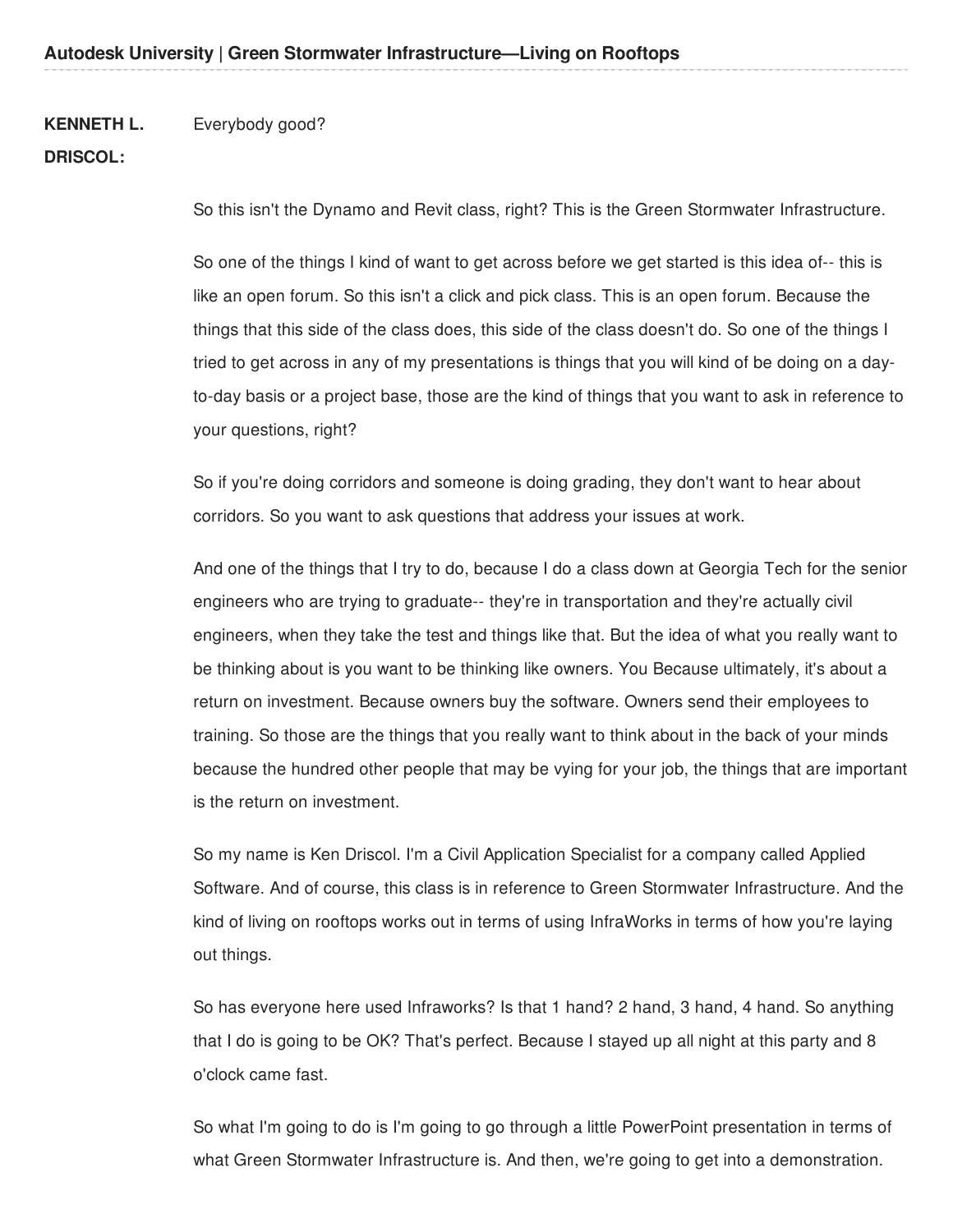**KENNETH L. DRISCOL:** Everybody good?

So this isn't the Dynamo and Revit class, right? This is the Green Stormwater Infrastructure.

So one of the things I kind of want to get across before we get started is this idea of-- this is like an open forum. So this isn't a click and pick class. This is an open forum. Because the things that this side of the class does, this side of the class doesn't do. So one of the things I tried to get across in any of my presentations is things that you will kind of be doing on a day-to-day basis or a project base, those are the kind of things that you want to ask in reference to your questions, right?

So if you're doing corridors and someone is doing grading, they don't want to hear about corridors. So you want to ask questions that address your issues at work.

And one of the things that I try to do, because I do a class down at Georgia Tech for the senior engineers who are trying to graduate-- they're in transportation and they're actually civil engineers, when they take the test and things like that. But the idea of what you really want to be thinking about is you want to be thinking like owners. You Because ultimately, it's about a return on investment. Because owners buy the software. Owners send their employees to training. So those are the things that you really want to think about in the back of your minds because the hundred other people that may be vying for your job, the things that are important is the return on investment.

So my name is Ken Driscol. I'm a Civil Application Specialist for a company called Applied Software. And of course, this class is in reference to Green Stormwater Infrastructure. And the kind of living on rooftops works out in terms of using InfraWorks in terms of how you're laying out things.

So has everyone here used Infraworks? Is that 1 hand? 2 hand, 3 hand, 4 hand. So anything that I do is going to be OK? That's perfect. Because I stayed up all night at this party and 8 o'clock came fast.

So what I'm going to do is I'm going to go through a little PowerPoint presentation in terms of what Green Stormwater Infrastructure is. And then, we're going to get into a demonstration.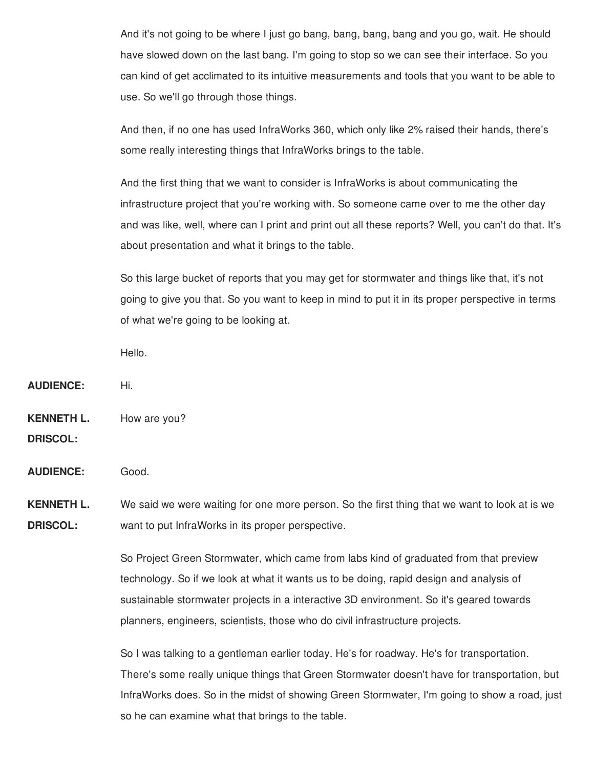And it's not going to be where I just go bang, bang, bang, bang and you go, wait. He should have slowed down on the last bang. I'm going to stop so we can see their interface. So you can kind of get acclimated to its intuitive measurements and tools that you want to be able to use. So we'll go through those things.

And then, if no one has used InfraWorks 360, which only like 2% raised their hands, there's some really interesting things that InfraWorks brings to the table.

And the first thing that we want to consider is InfraWorks is about communicating the infrastructure project that you're working with. So someone came over to me the other day and was like, well, where can I print and print out all these reports? Well, you can't do that. It's about presentation and what it brings to the table.

So this large bucket of reports that you may get for stormwater and things like that, it's not going to give you that. So you want to keep in mind to put it in its proper perspective in terms of what we're going to be looking at.

Hello.

**AUDIENCE:** Hi.

**KENNETH L. DRISCOL:** How are you?

**AUDIENCE:** Good.

**KENNETH L. DRISCOL:** We said we were waiting for one more person. So the first thing that we want to look at is we want to put InfraWorks in its proper perspective.

So Project Green Stormwater, which came from labs kind of graduated from that preview technology. So if we look at what it wants us to be doing, rapid design and analysis of sustainable stormwater projects in a interactive 3D environment. So it's geared towards planners, engineers, scientists, those who do civil infrastructure projects.

So I was talking to a gentleman earlier today. He's for roadway. He's for transportation. There's some really unique things that Green Stormwater doesn't have for transportation, but InfraWorks does. So in the midst of showing Green Stormwater, I'm going to show a road, just so he can examine what that brings to the table.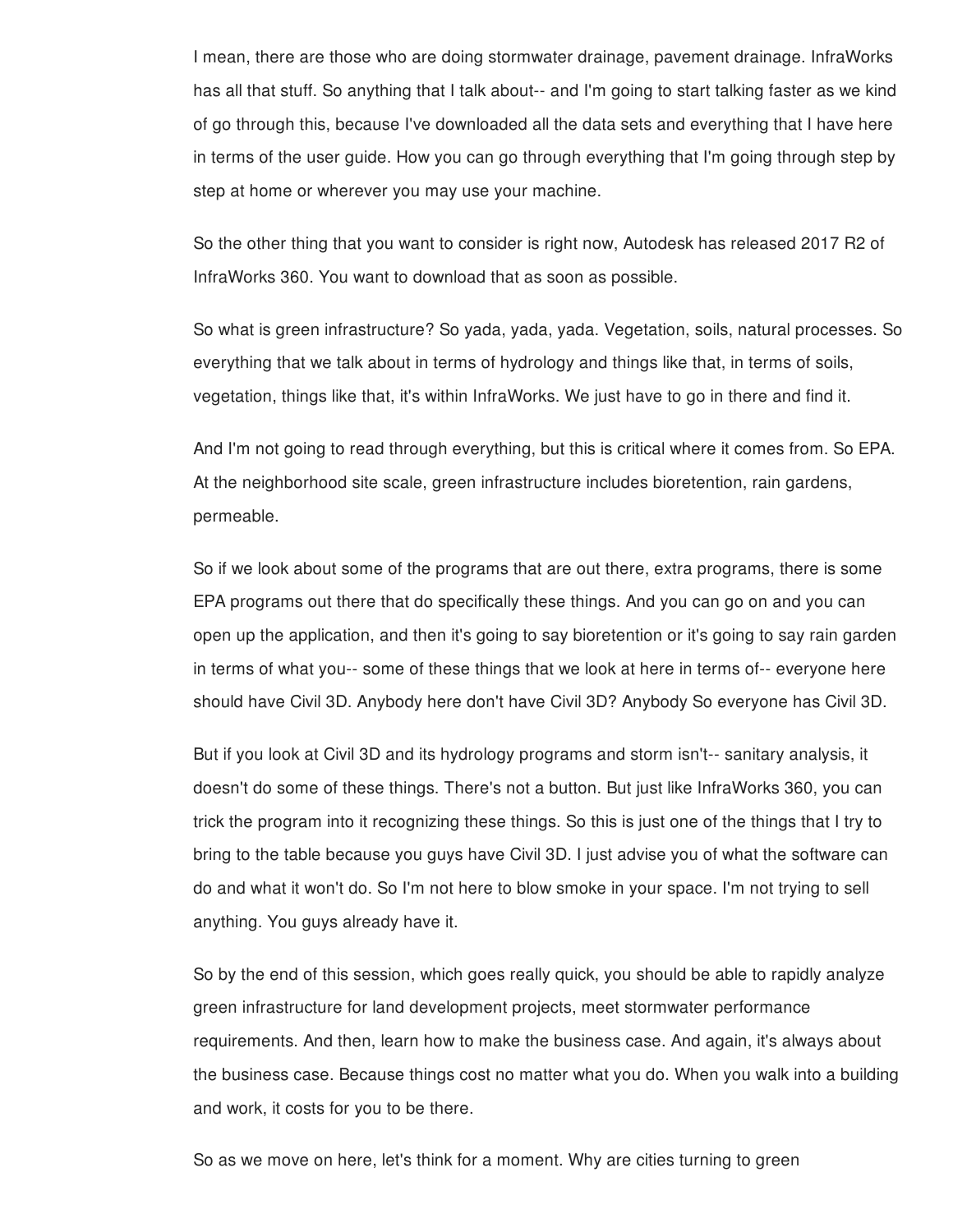I mean, there are those who are doing stormwater drainage, pavement drainage. InfraWorks has all that stuff. So anything that I talk about-- and I'm going to start talking faster as we kind of go through this, because I've downloaded all the data sets and everything that I have here in terms of the user guide. How you can go through everything that I'm going through step by step at home or wherever you may use your machine.

So the other thing that you want to consider is right now, Autodesk has released 2017 R2 of InfraWorks 360. You want to download that as soon as possible.

So what is green infrastructure? So yada, yada, yada. Vegetation, soils, natural processes. So everything that we talk about in terms of hydrology and things like that, in terms of soils, vegetation, things like that, it's within InfraWorks. We just have to go in there and find it.

And I'm not going to read through everything, but this is critical where it comes from. So EPA. At the neighborhood site scale, green infrastructure includes bioretention, rain gardens, permeable.

So if we look about some of the programs that are out there, extra programs, there is some EPA programs out there that do specifically these things. And you can go on and you can open up the application, and then it's going to say bioretention or it's going to say rain garden in terms of what you-- some of these things that we look at here in terms of-- everyone here should have Civil 3D. Anybody here don't have Civil 3D? Anybody So everyone has Civil 3D.

But if you look at Civil 3D and its hydrology programs and storm isn't-- sanitary analysis, it doesn't do some of these things. There's not a button. But just like InfraWorks 360, you can trick the program into it recognizing these things. So this is just one of the things that I try to bring to the table because you guys have Civil 3D. I just advise you of what the software can do and what it won't do. So I'm not here to blow smoke in your space. I'm not trying to sell anything. You guys already have it.

So by the end of this session, which goes really quick, you should be able to rapidly analyze green infrastructure for land development projects, meet stormwater performance requirements. And then, learn how to make the business case. And again, it's always about the business case. Because things cost no matter what you do. When you walk into a building and work, it costs for you to be there.

So as we move on here, let's think for a moment. Why are cities turning to green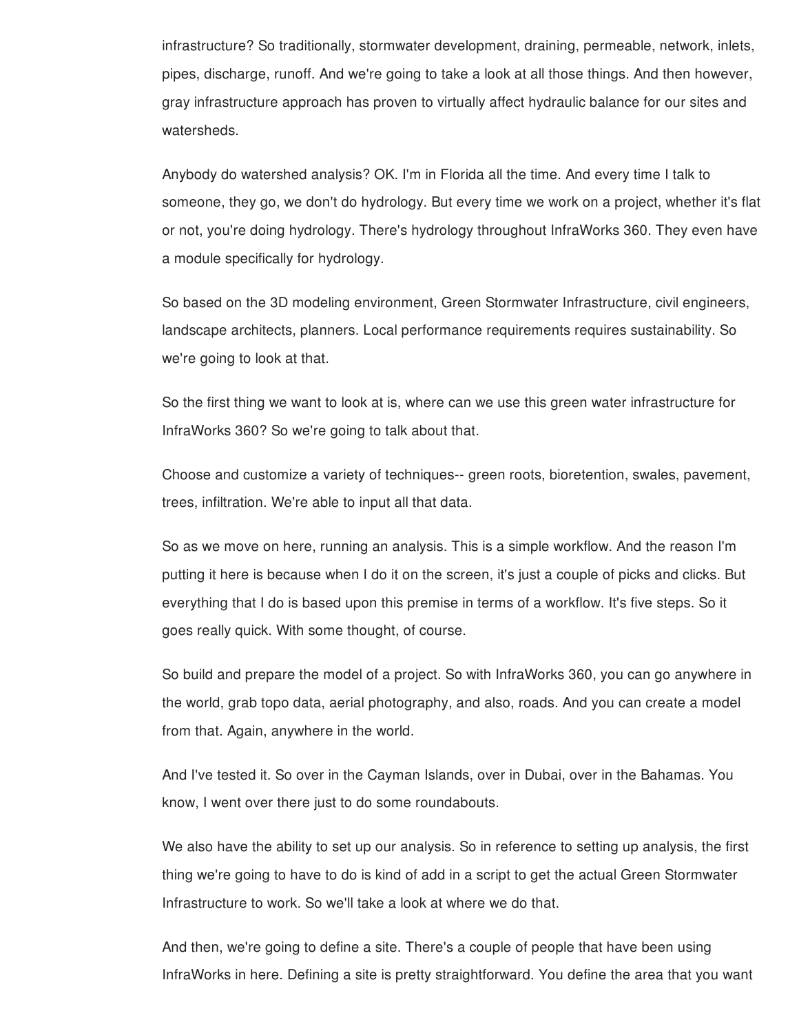infrastructure? So traditionally, stormwater development, draining, permeable, network, inlets, pipes, discharge, runoff. And we're going to take a look at all those things. And then however, gray infrastructure approach has proven to virtually affect hydraulic balance for our sites and watersheds.

Anybody do watershed analysis? OK. I'm in Florida all the time. And every time I talk to someone, they go, we don't do hydrology. But every time we work on a project, whether it's flat or not, you're doing hydrology. There's hydrology throughout InfraWorks 360. They even have a module specifically for hydrology.

So based on the 3D modeling environment, Green Stormwater Infrastructure, civil engineers, landscape architects, planners. Local performance requirements requires sustainability. So we're going to look at that.

So the first thing we want to look at is, where can we use this green water infrastructure for InfraWorks 360? So we're going to talk about that.

Choose and customize a variety of techniques-- green roots, bioretention, swales, pavement, trees, infiltration. We're able to input all that data.

So as we move on here, running an analysis. This is a simple workflow. And the reason I'm putting it here is because when I do it on the screen, it's just a couple of picks and clicks. But everything that I do is based upon this premise in terms of a workflow. It's five steps. So it goes really quick. With some thought, of course.

So build and prepare the model of a project. So with InfraWorks 360, you can go anywhere in the world, grab topo data, aerial photography, and also, roads. And you can create a model from that. Again, anywhere in the world.

And I've tested it. So over in the Cayman Islands, over in Dubai, over in the Bahamas. You know, I went over there just to do some roundabouts.

We also have the ability to set up our analysis. So in reference to setting up analysis, the first thing we're going to have to do is kind of add in a script to get the actual Green Stormwater Infrastructure to work. So we'll take a look at where we do that.

And then, we're going to define a site. There's a couple of people that have been using InfraWorks in here. Defining a site is pretty straightforward. You define the area that you want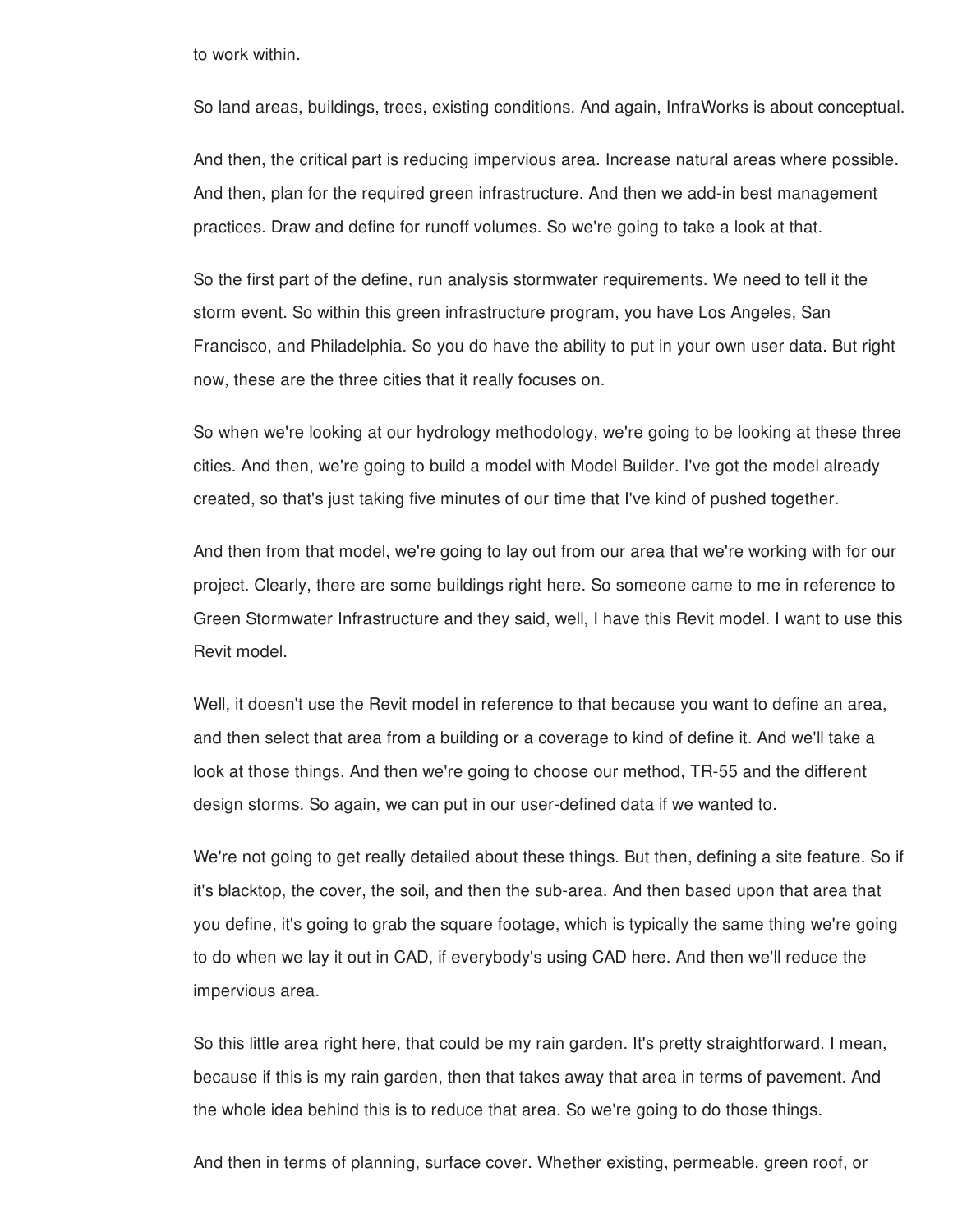to work within.

So land areas, buildings, trees, existing conditions. And again, InfraWorks is about conceptual.

And then, the critical part is reducing impervious area. Increase natural areas where possible. And then, plan for the required green infrastructure. And then we add-in best management practices. Draw and define for runoff volumes. So we're going to take a look at that.

So the first part of the define, run analysis stormwater requirements. We need to tell it the storm event. So within this green infrastructure program, you have Los Angeles, San Francisco, and Philadelphia. So you do have the ability to put in your own user data. But right now, these are the three cities that it really focuses on.

So when we're looking at our hydrology methodology, we're going to be looking at these three cities. And then, we're going to build a model with Model Builder. I've got the model already created, so that's just taking five minutes of our time that I've kind of pushed together.

And then from that model, we're going to lay out from our area that we're working with for our project. Clearly, there are some buildings right here. So someone came to me in reference to Green Stormwater Infrastructure and they said, well, I have this Revit model. I want to use this Revit model.

Well, it doesn't use the Revit model in reference to that because you want to define an area, and then select that area from a building or a coverage to kind of define it. And we'll take a look at those things. And then we're going to choose our method, TR-55 and the different design storms. So again, we can put in our user-defined data if we wanted to.

We're not going to get really detailed about these things. But then, defining a site feature. So if it's blacktop, the cover, the soil, and then the sub-area. And then based upon that area that you define, it's going to grab the square footage, which is typically the same thing we're going to do when we lay it out in CAD, if everybody's using CAD here. And then we'll reduce the impervious area.

So this little area right here, that could be my rain garden. It's pretty straightforward. I mean, because if this is my rain garden, then that takes away that area in terms of pavement. And the whole idea behind this is to reduce that area. So we're going to do those things.

And then in terms of planning, surface cover. Whether existing, permeable, green roof, or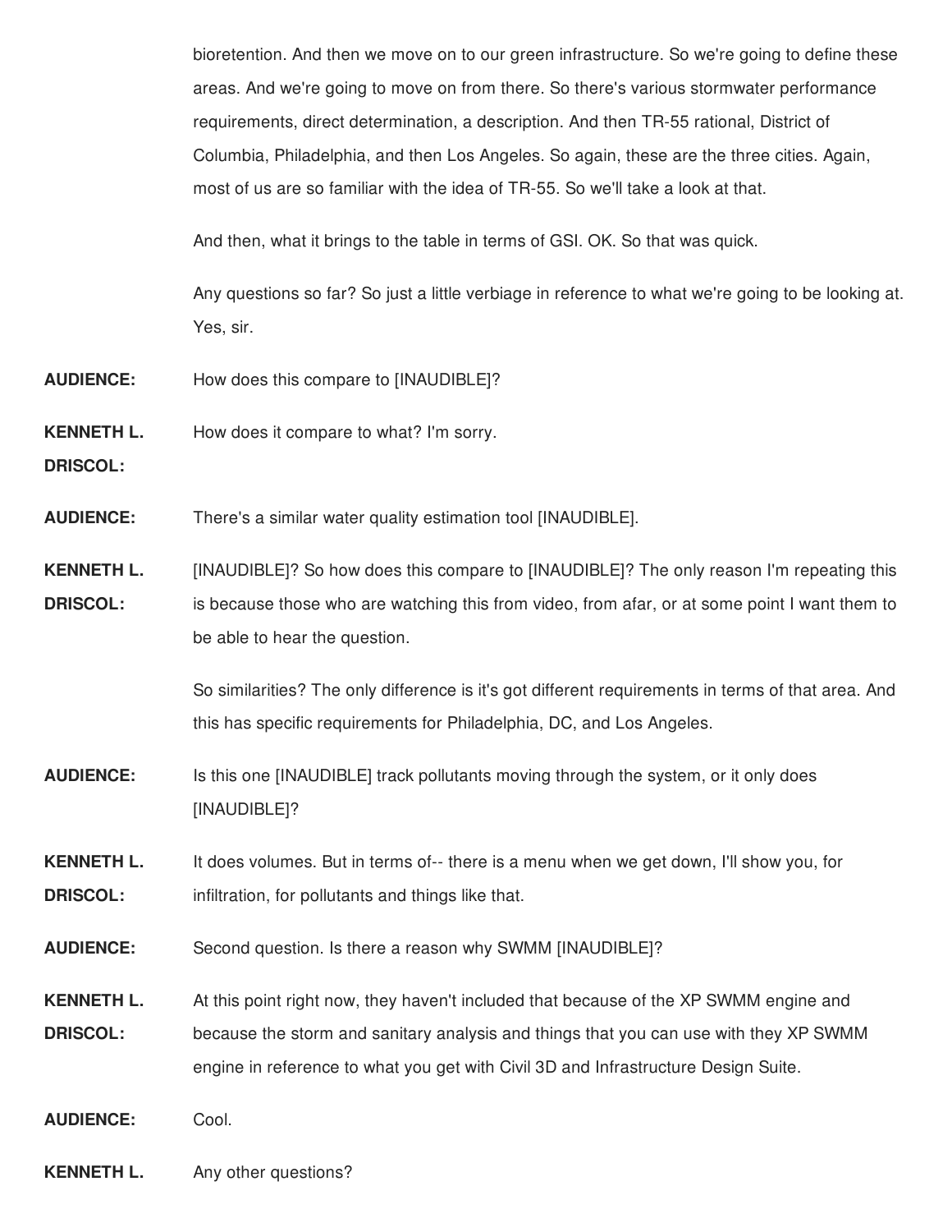bioretention. And then we move on to our green infrastructure. So we're going to define these areas. And we're going to move on from there. So there's various stormwater performance requirements, direct determination, a description. And then TR-55 rational, District of Columbia, Philadelphia, and then Los Angeles. So again, these are the three cities. Again, most of us are so familiar with the idea of TR-55. So we'll take a look at that.

And then, what it brings to the table in terms of GSI. OK. So that was quick.

Any questions so far? So just a little verbiage in reference to what we're going to be looking at. Yes, sir.

**AUDIENCE:** How does this compare to [INAUDIBLE]?

**KENNETH L. DRISCOL:** How does it compare to what? I'm sorry.

**AUDIENCE:** There's a similar water quality estimation tool [INAUDIBLE].

**KENNETH L. DRISCOL:** [INAUDIBLE]? So how does this compare to [INAUDIBLE]? The only reason I'm repeating this is because those who are watching this from video, from afar, or at some point I want them to be able to hear the question.

So similarities? The only difference is it's got different requirements in terms of that area. And this has specific requirements for Philadelphia, DC, and Los Angeles.

**AUDIENCE:** Is this one [INAUDIBLE] track pollutants moving through the system, or it only does [INAUDIBLE]?

**KENNETH L. DRISCOL:** It does volumes. But in terms of-- there is a menu when we get down, I'll show you, for infiltration, for pollutants and things like that.

**AUDIENCE:** Second question. Is there a reason why SWMM [INAUDIBLE]?

**KENNETH L. DRISCOL:** At this point right now, they haven't included that because of the XP SWMM engine and because the storm and sanitary analysis and things that you can use with they XP SWMM engine in reference to what you get with Civil 3D and Infrastructure Design Suite.

**AUDIENCE:** Cool.

**KENNETH L.** Any other questions?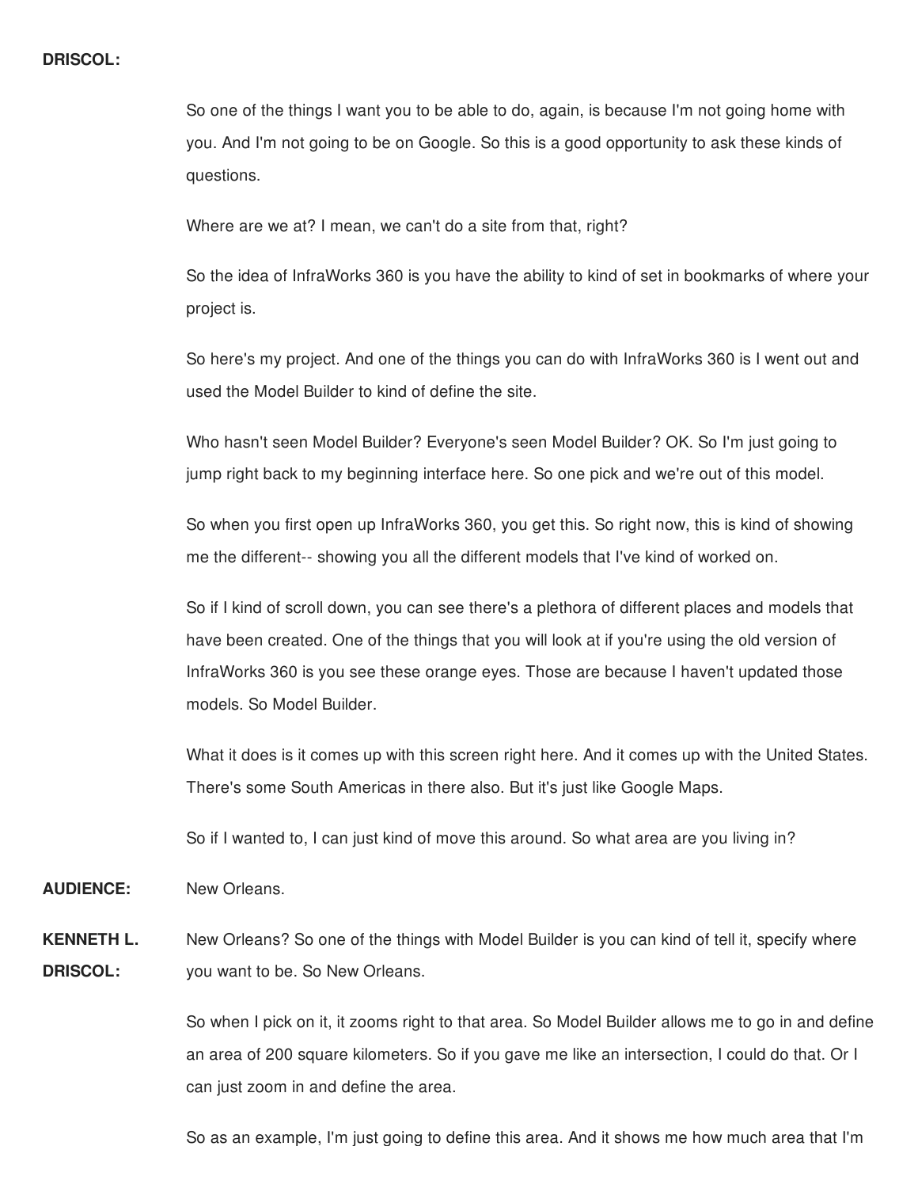**DRISCOL:**

So one of the things I want you to be able to do, again, is because I'm not going home with you. And I'm not going to be on Google. So this is a good opportunity to ask these kinds of questions.

Where are we at? I mean, we can't do a site from that, right?

So the idea of InfraWorks 360 is you have the ability to kind of set in bookmarks of where your project is.

So here's my project. And one of the things you can do with InfraWorks 360 is I went out and used the Model Builder to kind of define the site.

Who hasn't seen Model Builder? Everyone's seen Model Builder? OK. So I'm just going to jump right back to my beginning interface here. So one pick and we're out of this model.

So when you first open up InfraWorks 360, you get this. So right now, this is kind of showing me the different-- showing you all the different models that I've kind of worked on.

So if I kind of scroll down, you can see there's a plethora of different places and models that have been created. One of the things that you will look at if you're using the old version of InfraWorks 360 is you see these orange eyes. Those are because I haven't updated those models. So Model Builder.

What it does is it comes up with this screen right here. And it comes up with the United States. There's some South Americas in there also. But it's just like Google Maps.

So if I wanted to, I can just kind of move this around. So what area are you living in?

**AUDIENCE:** New Orleans.

**KENNETH L. DRISCOL:** New Orleans? So one of the things with Model Builder is you can kind of tell it, specify where you want to be. So New Orleans.

So when I pick on it, it zooms right to that area. So Model Builder allows me to go in and define an area of 200 square kilometers. So if you gave me like an intersection, I could do that. Or I can just zoom in and define the area.

So as an example, I'm just going to define this area. And it shows me how much area that I'm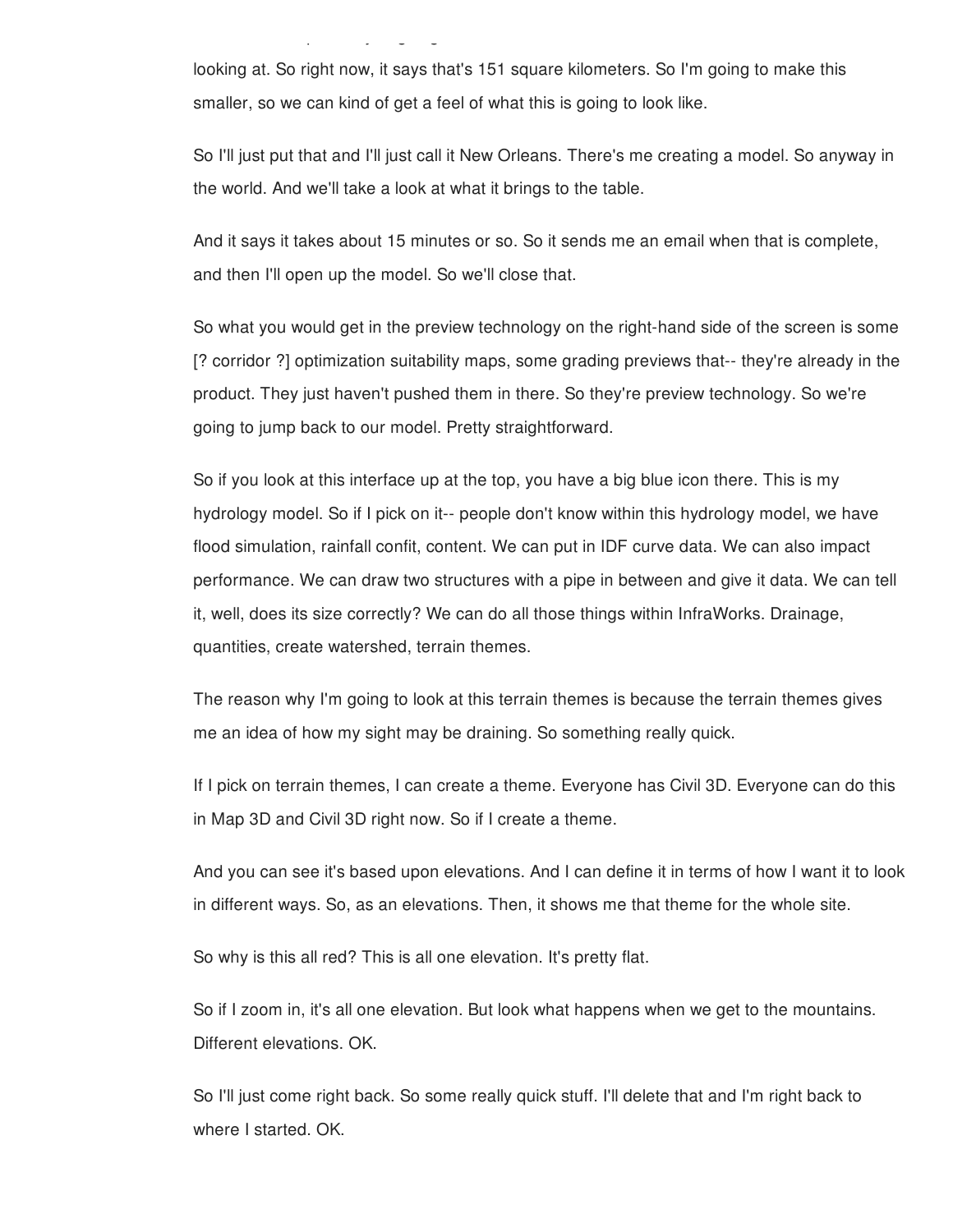looking at. So right now, it says that's 151 square kilometers. So I'm going to make this smaller, so we can kind of get a feel of what this is going to look like.

So I'll just put that and I'll just call it New Orleans. There's me creating a model. So anyway in the world. And we'll take a look at what it brings to the table.

And it says it takes about 15 minutes or so. So it sends me an email when that is complete, and then I'll open up the model. So we'll close that.

So what you would get in the preview technology on the right-hand side of the screen is some [? corridor ?] optimization suitability maps, some grading previews that-- they're already in the product. They just haven't pushed them in there. So they're preview technology. So we're going to jump back to our model. Pretty straightforward.

So if you look at this interface up at the top, you have a big blue icon there. This is my hydrology model. So if I pick on it-- people don't know within this hydrology model, we have flood simulation, rainfall confit, content. We can put in IDF curve data. We can also impact performance. We can draw two structures with a pipe in between and give it data. We can tell it, well, does its size correctly? We can do all those things within InfraWorks. Drainage, quantities, create watershed, terrain themes.

The reason why I'm going to look at this terrain themes is because the terrain themes gives me an idea of how my sight may be draining. So something really quick.

If I pick on terrain themes, I can create a theme. Everyone has Civil 3D. Everyone can do this in Map 3D and Civil 3D right now. So if I create a theme.

And you can see it's based upon elevations. And I can define it in terms of how I want it to look in different ways. So, as an elevations. Then, it shows me that theme for the whole site.

So why is this all red? This is all one elevation. It's pretty flat.

So if I zoom in, it's all one elevation. But look what happens when we get to the mountains. Different elevations. OK.

So I'll just come right back. So some really quick stuff. I'll delete that and I'm right back to where I started. OK.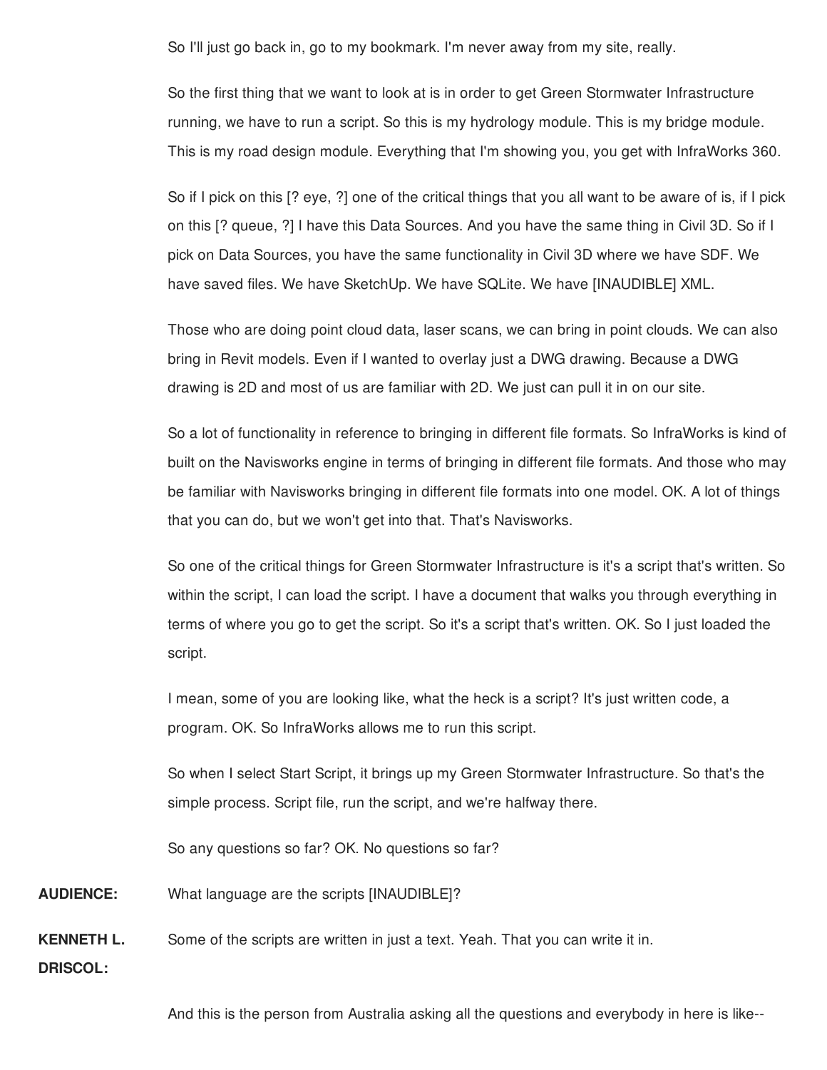So I'll just go back in, go to my bookmark. I'm never away from my site, really.

So the first thing that we want to look at is in order to get Green Stormwater Infrastructure running, we have to run a script. So this is my hydrology module. This is my bridge module. This is my road design module. Everything that I'm showing you, you get with InfraWorks 360.

So if I pick on this [? eye, ?] one of the critical things that you all want to be aware of is, if I pick on this [? queue, ?] I have this Data Sources. And you have the same thing in Civil 3D. So if I pick on Data Sources, you have the same functionality in Civil 3D where we have SDF. We have saved files. We have SketchUp. We have SQLite. We have [INAUDIBLE] XML.

Those who are doing point cloud data, laser scans, we can bring in point clouds. We can also bring in Revit models. Even if I wanted to overlay just a DWG drawing. Because a DWG drawing is 2D and most of us are familiar with 2D. We just can pull it in on our site.

So a lot of functionality in reference to bringing in different file formats. So InfraWorks is kind of built on the Navisworks engine in terms of bringing in different file formats. And those who may be familiar with Navisworks bringing in different file formats into one model. OK. A lot of things that you can do, but we won't get into that. That's Navisworks.

So one of the critical things for Green Stormwater Infrastructure is it's a script that's written. So within the script, I can load the script. I have a document that walks you through everything in terms of where you go to get the script. So it's a script that's written. OK. So I just loaded the script.

I mean, some of you are looking like, what the heck is a script? It's just written code, a program. OK. So InfraWorks allows me to run this script.

So when I select Start Script, it brings up my Green Stormwater Infrastructure. So that's the simple process. Script file, run the script, and we're halfway there.

So any questions so far? OK. No questions so far?

**AUDIENCE:** What language are the scripts [INAUDIBLE]?

**KENNETH L. DRISCOL:** Some of the scripts are written in just a text. Yeah. That you can write it in.

And this is the person from Australia asking all the questions and everybody in here is like--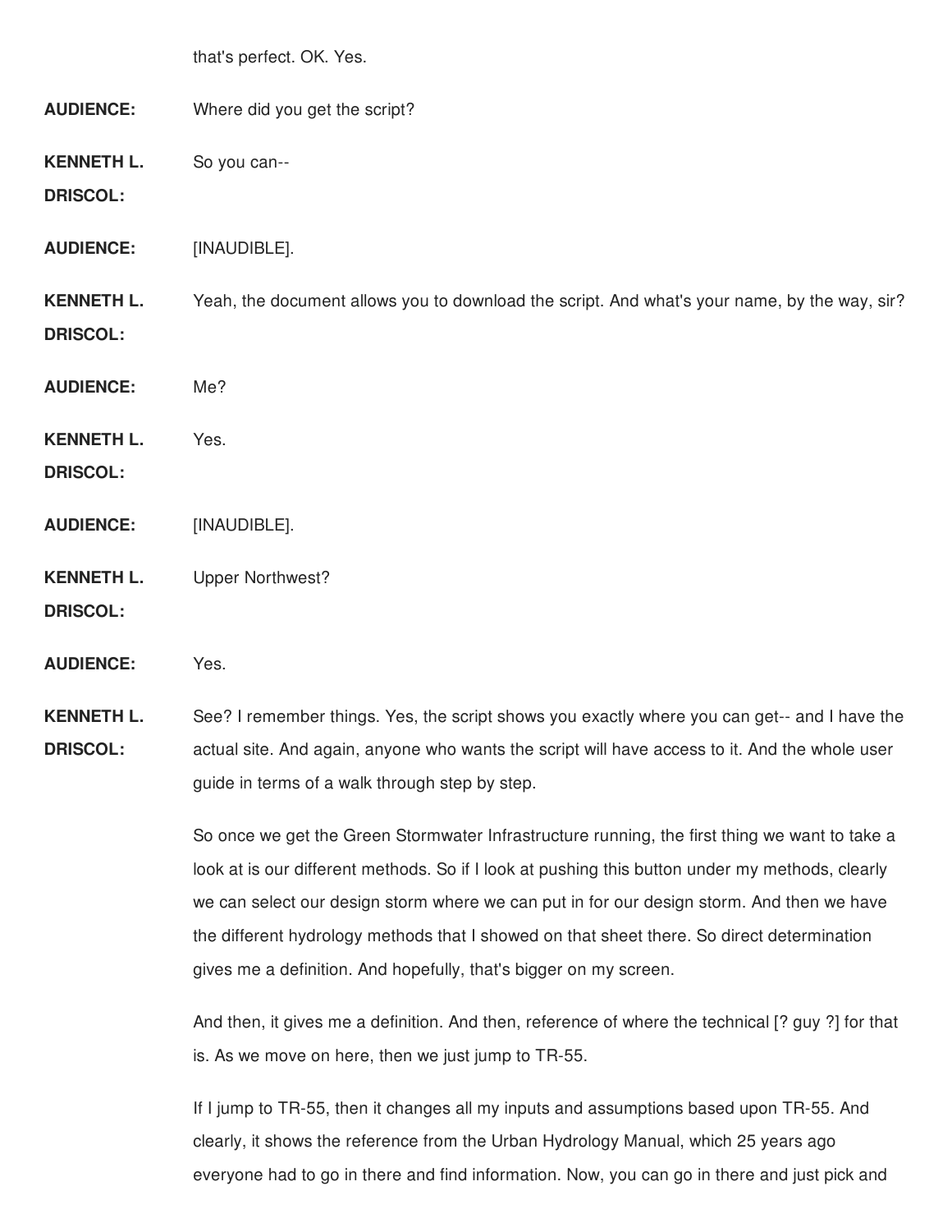that's perfect. OK. Yes.

**AUDIENCE:** Where did you get the script?

**KENNETH L. DRISCOL:** So you can--

**AUDIENCE:** [INAUDIBLE].

**KENNETH L. DRISCOL:** Yeah, the document allows you to download the script. And what's your name, by the way, sir?

**AUDIENCE:** Me?

**KENNETH L. DRISCOL:** Yes.

**AUDIENCE:** [INAUDIBLE].

**KENNETH L. DRISCOL:** Upper Northwest?

**AUDIENCE:** Yes.

**KENNETH L. DRISCOL:** See? I remember things. Yes, the script shows you exactly where you can get-- and I have the actual site. And again, anyone who wants the script will have access to it. And the whole user guide in terms of a walk through step by step.

So once we get the Green Stormwater Infrastructure running, the first thing we want to take a look at is our different methods. So if I look at pushing this button under my methods, clearly we can select our design storm where we can put in for our design storm. And then we have the different hydrology methods that I showed on that sheet there. So direct determination gives me a definition. And hopefully, that's bigger on my screen.

And then, it gives me a definition. And then, reference of where the technical [? guy ?] for that is. As we move on here, then we just jump to TR-55.

If I jump to TR-55, then it changes all my inputs and assumptions based upon TR-55. And clearly, it shows the reference from the Urban Hydrology Manual, which 25 years ago everyone had to go in there and find information. Now, you can go in there and just pick and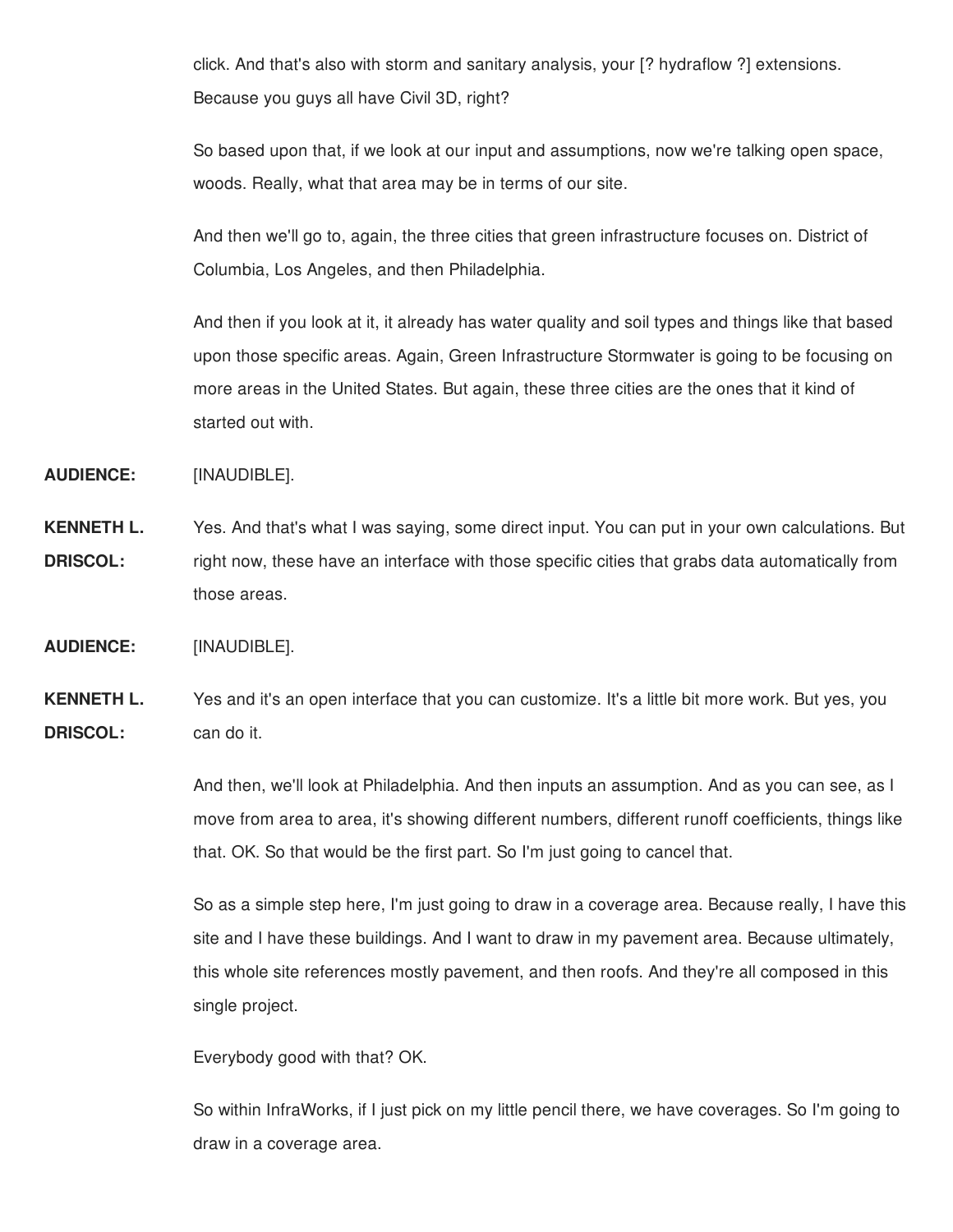click. And that's also with storm and sanitary analysis, your [? hydraflow ?] extensions. Because you guys all have Civil 3D, right?

So based upon that, if we look at our input and assumptions, now we're talking open space, woods. Really, what that area may be in terms of our site.

And then we'll go to, again, the three cities that green infrastructure focuses on. District of Columbia, Los Angeles, and then Philadelphia.

And then if you look at it, it already has water quality and soil types and things like that based upon those specific areas. Again, Green Infrastructure Stormwater is going to be focusing on more areas in the United States. But again, these three cities are the ones that it kind of started out with.

**AUDIENCE:** [INAUDIBLE].

**KENNETH L. DRISCOL:** Yes. And that's what I was saying, some direct input. You can put in your own calculations. But right now, these have an interface with those specific cities that grabs data automatically from those areas.

**AUDIENCE:** [INAUDIBLE].

**KENNETH L. DRISCOL:** Yes and it's an open interface that you can customize. It's a little bit more work. But yes, you can do it.

And then, we'll look at Philadelphia. And then inputs an assumption. And as you can see, as I move from area to area, it's showing different numbers, different runoff coefficients, things like that. OK. So that would be the first part. So I'm just going to cancel that.

So as a simple step here, I'm just going to draw in a coverage area. Because really, I have this site and I have these buildings. And I want to draw in my pavement area. Because ultimately, this whole site references mostly pavement, and then roofs. And they're all composed in this single project.

Everybody good with that? OK.

So within InfraWorks, if I just pick on my little pencil there, we have coverages. So I'm going to draw in a coverage area.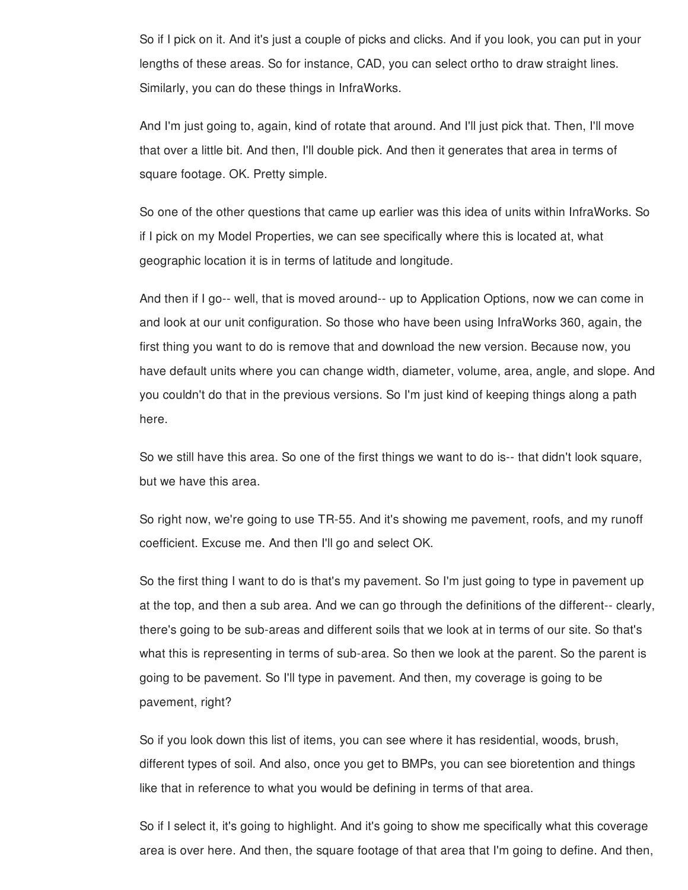So if I pick on it. And it's just a couple of picks and clicks. And if you look, you can put in your lengths of these areas. So for instance, CAD, you can select ortho to draw straight lines. Similarly, you can do these things in InfraWorks.

And I'm just going to, again, kind of rotate that around. And I'll just pick that. Then, I'll move that over a little bit. And then, I'll double pick. And then it generates that area in terms of square footage. OK. Pretty simple.

So one of the other questions that came up earlier was this idea of units within InfraWorks. So if I pick on my Model Properties, we can see specifically where this is located at, what geographic location it is in terms of latitude and longitude.

And then if I go-- well, that is moved around-- up to Application Options, now we can come in and look at our unit configuration. So those who have been using InfraWorks 360, again, the first thing you want to do is remove that and download the new version. Because now, you have default units where you can change width, diameter, volume, area, angle, and slope. And you couldn't do that in the previous versions. So I'm just kind of keeping things along a path here.

So we still have this area. So one of the first things we want to do is-- that didn't look square, but we have this area.

So right now, we're going to use TR-55. And it's showing me pavement, roofs, and my runoff coefficient. Excuse me. And then I'll go and select OK.

So the first thing I want to do is that's my pavement. So I'm just going to type in pavement up at the top, and then a sub area. And we can go through the definitions of the different-- clearly, there's going to be sub-areas and different soils that we look at in terms of our site. So that's what this is representing in terms of sub-area. So then we look at the parent. So the parent is going to be pavement. So I'll type in pavement. And then, my coverage is going to be pavement, right?

So if you look down this list of items, you can see where it has residential, woods, brush, different types of soil. And also, once you get to BMPs, you can see bioretention and things like that in reference to what you would be defining in terms of that area.

So if I select it, it's going to highlight. And it's going to show me specifically what this coverage area is over here. And then, the square footage of that area that I'm going to define. And then,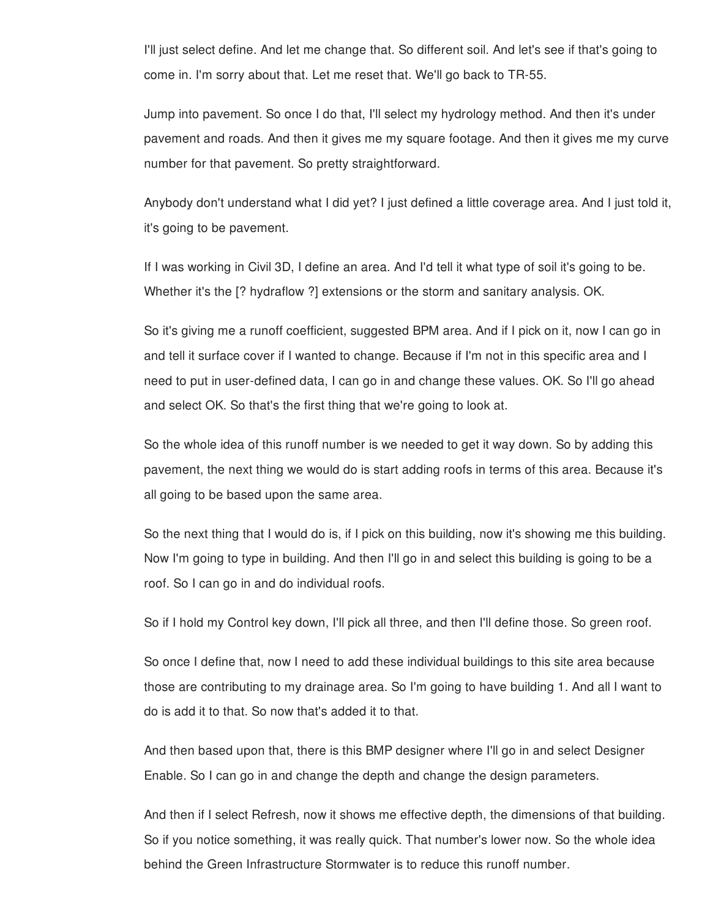I'll just select define. And let me change that. So different soil. And let's see if that's going to come in. I'm sorry about that. Let me reset that. We'll go back to TR-55.

Jump into pavement. So once I do that, I'll select my hydrology method. And then it's under pavement and roads. And then it gives me my square footage. And then it gives me my curve number for that pavement. So pretty straightforward.

Anybody don't understand what I did yet? I just defined a little coverage area. And I just told it, it's going to be pavement.

If I was working in Civil 3D, I define an area. And I'd tell it what type of soil it's going to be. Whether it's the [? hydraflow ?] extensions or the storm and sanitary analysis. OK.

So it's giving me a runoff coefficient, suggested BPM area. And if I pick on it, now I can go in and tell it surface cover if I wanted to change. Because if I'm not in this specific area and I need to put in user-defined data, I can go in and change these values. OK. So I'll go ahead and select OK. So that's the first thing that we're going to look at.

So the whole idea of this runoff number is we needed to get it way down. So by adding this pavement, the next thing we would do is start adding roofs in terms of this area. Because it's all going to be based upon the same area.

So the next thing that I would do is, if I pick on this building, now it's showing me this building. Now I'm going to type in building. And then I'll go in and select this building is going to be a roof. So I can go in and do individual roofs.

So if I hold my Control key down, I'll pick all three, and then I'll define those. So green roof.

So once I define that, now I need to add these individual buildings to this site area because those are contributing to my drainage area. So I'm going to have building 1. And all I want to do is add it to that. So now that's added it to that.

And then based upon that, there is this BMP designer where I'll go in and select Designer Enable. So I can go in and change the depth and change the design parameters.

And then if I select Refresh, now it shows me effective depth, the dimensions of that building. So if you notice something, it was really quick. That number's lower now. So the whole idea behind the Green Infrastructure Stormwater is to reduce this runoff number.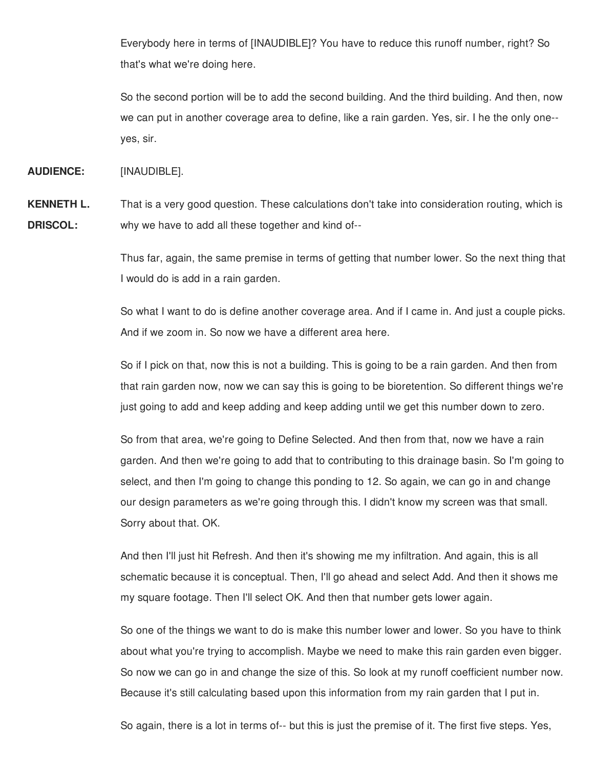Everybody here in terms of [INAUDIBLE]? You have to reduce this runoff number, right? So that's what we're doing here.

So the second portion will be to add the second building. And the third building. And then, now we can put in another coverage area to define, like a rain garden. Yes, sir. I he the only one-- yes, sir.

**AUDIENCE:** [INAUDIBLE].

**KENNETH L. DRISCOL:** That is a very good question. These calculations don't take into consideration routing, which is why we have to add all these together and kind of--

Thus far, again, the same premise in terms of getting that number lower. So the next thing that I would do is add in a rain garden.

So what I want to do is define another coverage area. And if I came in. And just a couple picks. And if we zoom in. So now we have a different area here.

So if I pick on that, now this is not a building. This is going to be a rain garden. And then from that rain garden now, now we can say this is going to be bioretention. So different things we're just going to add and keep adding and keep adding until we get this number down to zero.

So from that area, we're going to Define Selected. And then from that, now we have a rain garden. And then we're going to add that to contributing to this drainage basin. So I'm going to select, and then I'm going to change this ponding to 12. So again, we can go in and change our design parameters as we're going through this. I didn't know my screen was that small. Sorry about that. OK.

And then I'll just hit Refresh. And then it's showing me my infiltration. And again, this is all schematic because it is conceptual. Then, I'll go ahead and select Add. And then it shows me my square footage. Then I'll select OK. And then that number gets lower again.

So one of the things we want to do is make this number lower and lower. So you have to think about what you're trying to accomplish. Maybe we need to make this rain garden even bigger. So now we can go in and change the size of this. So look at my runoff coefficient number now. Because it's still calculating based upon this information from my rain garden that I put in.

So again, there is a lot in terms of-- but this is just the premise of it. The first five steps. Yes,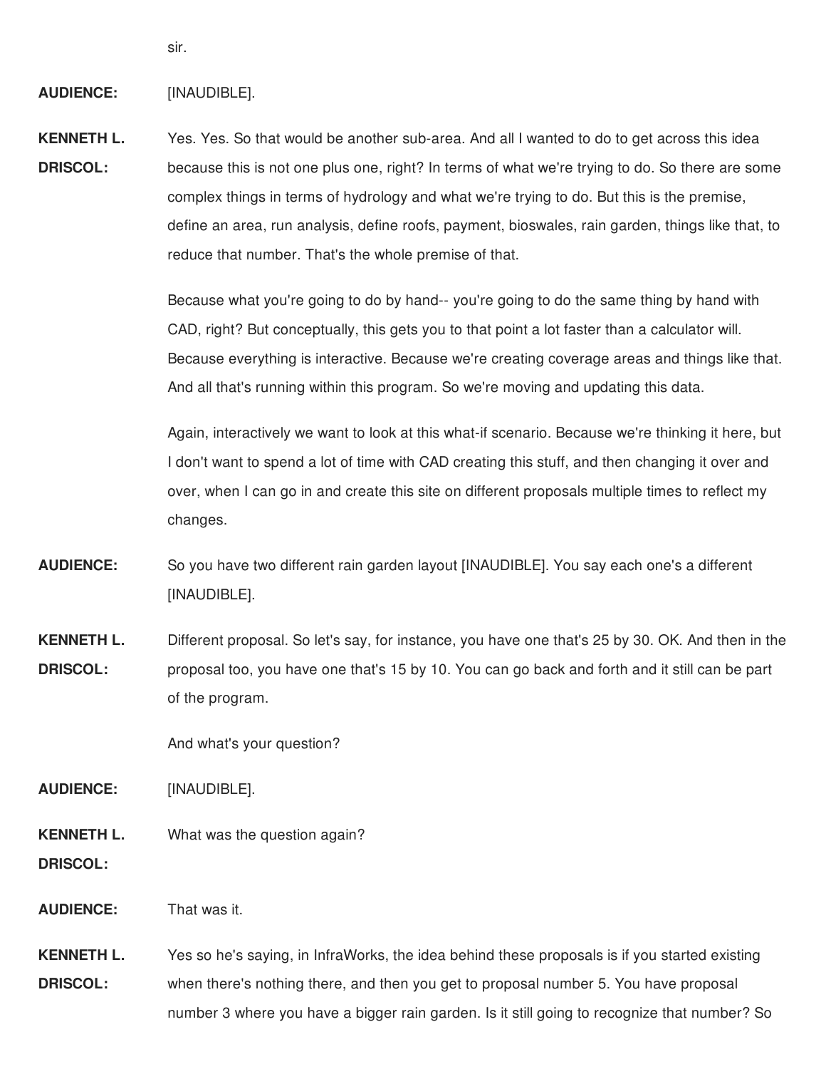sir.

**AUDIENCE:** [INAUDIBLE].

**KENNETH L. DRISCOL:** Yes. Yes. So that would be another sub-area. And all I wanted to do to get across this idea because this is not one plus one, right? In terms of what we're trying to do. So there are some complex things in terms of hydrology and what we're trying to do. But this is the premise, define an area, run analysis, define roofs, payment, bioswales, rain garden, things like that, to reduce that number. That's the whole premise of that.

Because what you're going to do by hand-- you're going to do the same thing by hand with CAD, right? But conceptually, this gets you to that point a lot faster than a calculator will. Because everything is interactive. Because we're creating coverage areas and things like that. And all that's running within this program. So we're moving and updating this data.

Again, interactively we want to look at this what-if scenario. Because we're thinking it here, but I don't want to spend a lot of time with CAD creating this stuff, and then changing it over and over, when I can go in and create this site on different proposals multiple times to reflect my changes.

**AUDIENCE:** So you have two different rain garden layout [INAUDIBLE]. You say each one's a different [INAUDIBLE].

**KENNETH L. DRISCOL:** Different proposal. So let's say, for instance, you have one that's 25 by 30. OK. And then in the proposal too, you have one that's 15 by 10. You can go back and forth and it still can be part of the program.

And what's your question?

**AUDIENCE:** [INAUDIBLE].

**KENNETH L. DRISCOL:** What was the question again?

**AUDIENCE:** That was it.

**KENNETH L. DRISCOL:** Yes so he's saying, in InfraWorks, the idea behind these proposals is if you started existing when there's nothing there, and then you get to proposal number 5. You have proposal number 3 where you have a bigger rain garden. Is it still going to recognize that number? So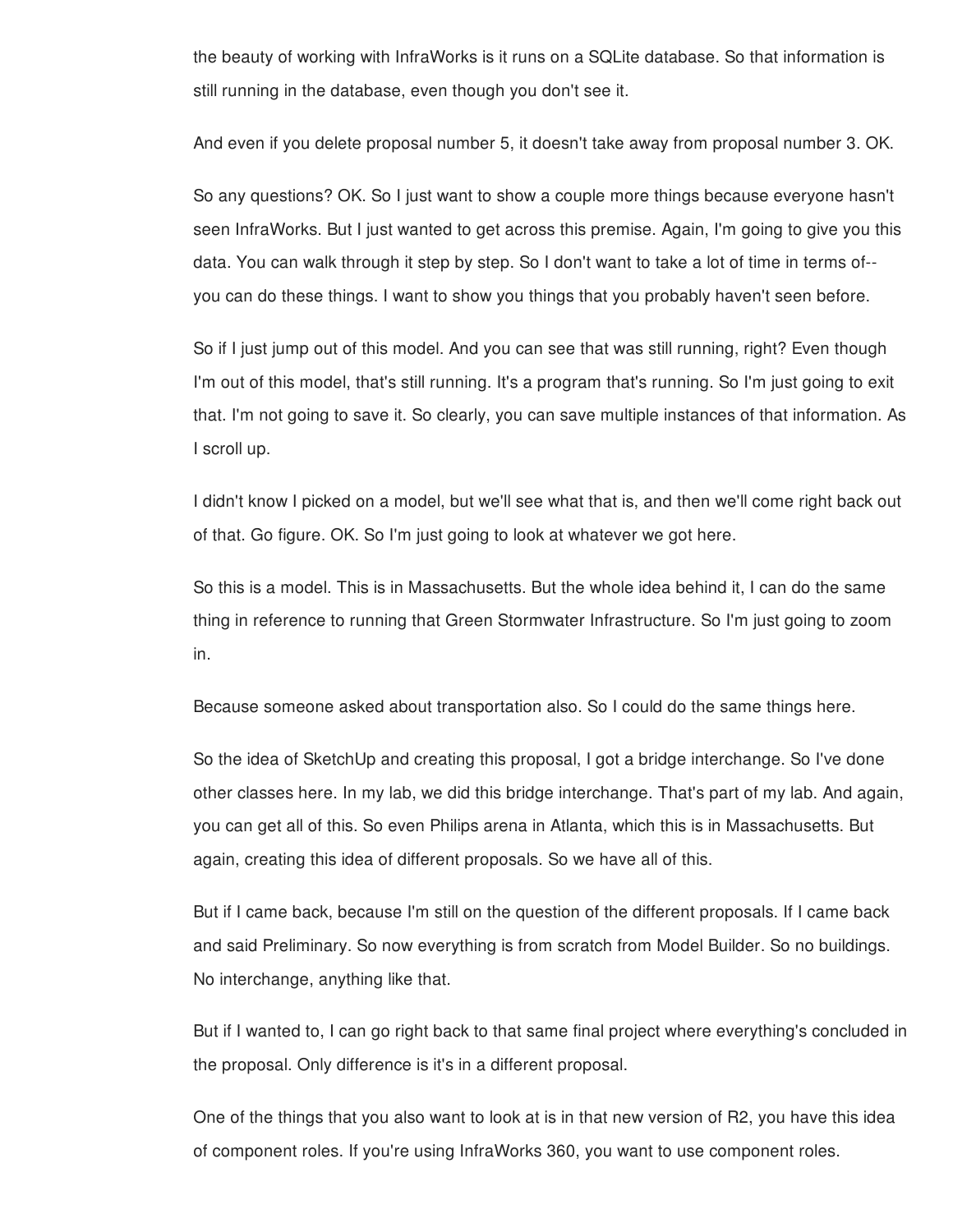the beauty of working with InfraWorks is it runs on a SQLite database. So that information is still running in the database, even though you don't see it.

And even if you delete proposal number 5, it doesn't take away from proposal number 3. OK.

So any questions? OK. So I just want to show a couple more things because everyone hasn't seen InfraWorks. But I just wanted to get across this premise. Again, I'm going to give you this data. You can walk through it step by step. So I don't want to take a lot of time in terms of-- you can do these things. I want to show you things that you probably haven't seen before.

So if I just jump out of this model. And you can see that was still running, right? Even though I'm out of this model, that's still running. It's a program that's running. So I'm just going to exit that. I'm not going to save it. So clearly, you can save multiple instances of that information. As I scroll up.

I didn't know I picked on a model, but we'll see what that is, and then we'll come right back out of that. Go figure. OK. So I'm just going to look at whatever we got here.

So this is a model. This is in Massachusetts. But the whole idea behind it, I can do the same thing in reference to running that Green Stormwater Infrastructure. So I'm just going to zoom in.

Because someone asked about transportation also. So I could do the same things here.

So the idea of SketchUp and creating this proposal, I got a bridge interchange. So I've done other classes here. In my lab, we did this bridge interchange. That's part of my lab. And again, you can get all of this. So even Philips arena in Atlanta, which this is in Massachusetts. But again, creating this idea of different proposals. So we have all of this.

But if I came back, because I'm still on the question of the different proposals. If I came back and said Preliminary. So now everything is from scratch from Model Builder. So no buildings. No interchange, anything like that.

But if I wanted to, I can go right back to that same final project where everything's concluded in the proposal. Only difference is it's in a different proposal.

One of the things that you also want to look at is in that new version of R2, you have this idea of component roles. If you're using InfraWorks 360, you want to use component roles.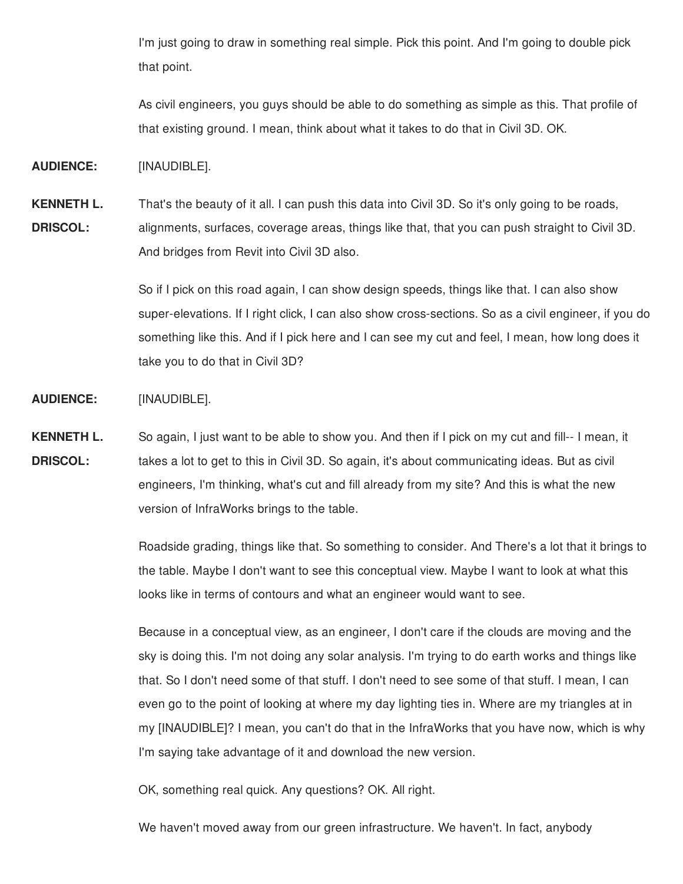I'm just going to draw in something real simple. Pick this point. And I'm going to double pick that point.

As civil engineers, you guys should be able to do something as simple as this. That profile of that existing ground. I mean, think about what it takes to do that in Civil 3D. OK.

**AUDIENCE:** [INAUDIBLE].

**KENNETH L. DRISCOL:** That's the beauty of it all. I can push this data into Civil 3D. So it's only going to be roads, alignments, surfaces, coverage areas, things like that, that you can push straight to Civil 3D. And bridges from Revit into Civil 3D also.

So if I pick on this road again, I can show design speeds, things like that. I can also show super-elevations. If I right click, I can also show cross-sections. So as a civil engineer, if you do something like this. And if I pick here and I can see my cut and feel, I mean, how long does it take you to do that in Civil 3D?

**AUDIENCE:** [INAUDIBLE].

**KENNETH L. DRISCOL:** So again, I just want to be able to show you. And then if I pick on my cut and fill-- I mean, it takes a lot to get to this in Civil 3D. So again, it's about communicating ideas. But as civil engineers, I'm thinking, what's cut and fill already from my site? And this is what the new version of InfraWorks brings to the table.

Roadside grading, things like that. So something to consider. And There's a lot that it brings to the table. Maybe I don't want to see this conceptual view. Maybe I want to look at what this looks like in terms of contours and what an engineer would want to see.

Because in a conceptual view, as an engineer, I don't care if the clouds are moving and the sky is doing this. I'm not doing any solar analysis. I'm trying to do earth works and things like that. So I don't need some of that stuff. I don't need to see some of that stuff. I mean, I can even go to the point of looking at where my day lighting ties in. Where are my triangles at in my [INAUDIBLE]? I mean, you can't do that in the InfraWorks that you have now, which is why I'm saying take advantage of it and download the new version.

OK, something real quick. Any questions? OK. All right.

We haven't moved away from our green infrastructure. We haven't. In fact, anybody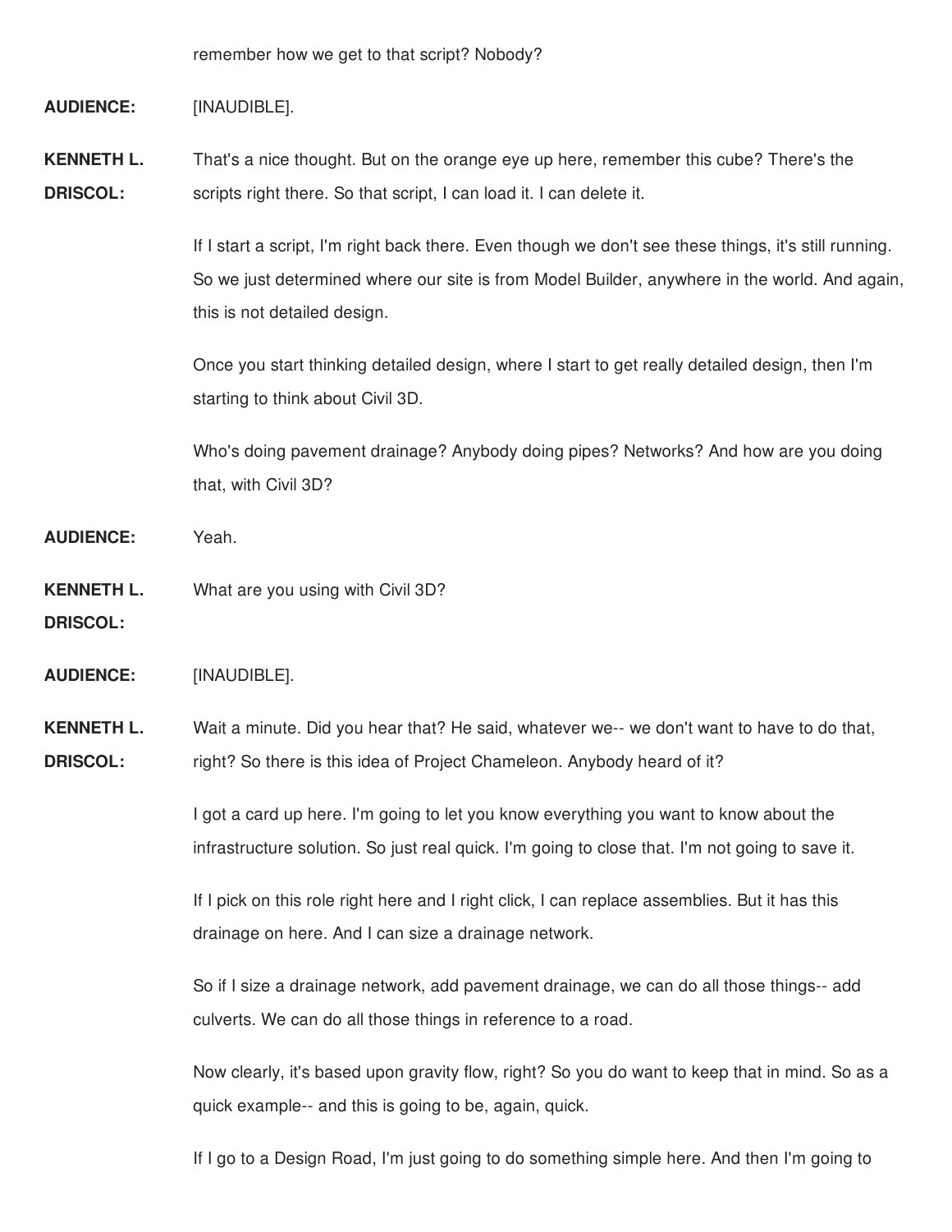remember how we get to that script? Nobody?

**AUDIENCE:** [INAUDIBLE].

**KENNETH L. DRISCOL:** That's a nice thought. But on the orange eye up here, remember this cube? There's the scripts right there. So that script, I can load it. I can delete it.

If I start a script, I'm right back there. Even though we don't see these things, it's still running. So we just determined where our site is from Model Builder, anywhere in the world. And again, this is not detailed design.

Once you start thinking detailed design, where I start to get really detailed design, then I'm starting to think about Civil 3D.

Who's doing pavement drainage? Anybody doing pipes? Networks? And how are you doing that, with Civil 3D?

**AUDIENCE:** Yeah.

**KENNETH L. DRISCOL:** What are you using with Civil 3D?

**AUDIENCE:** [INAUDIBLE].

**KENNETH L. DRISCOL:** Wait a minute. Did you hear that? He said, whatever we-- we don't want to have to do that, right? So there is this idea of Project Chameleon. Anybody heard of it?

I got a card up here. I'm going to let you know everything you want to know about the infrastructure solution. So just real quick. I'm going to close that. I'm not going to save it.

If I pick on this role right here and I right click, I can replace assemblies. But it has this drainage on here. And I can size a drainage network.

So if I size a drainage network, add pavement drainage, we can do all those things-- add culverts. We can do all those things in reference to a road.

Now clearly, it's based upon gravity flow, right? So you do want to keep that in mind. So as a quick example-- and this is going to be, again, quick.

If I go to a Design Road, I'm just going to do something simple here. And then I'm going to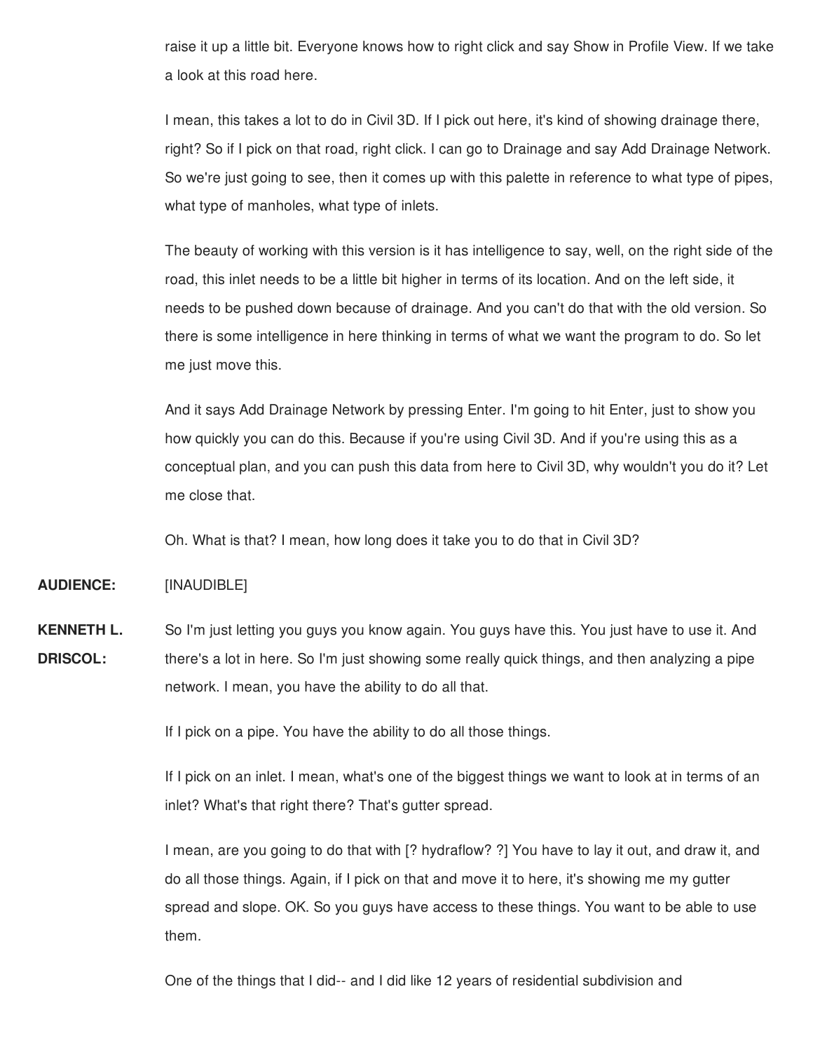raise it up a little bit. Everyone knows how to right click and say Show in Profile View. If we take a look at this road here.

I mean, this takes a lot to do in Civil 3D. If I pick out here, it's kind of showing drainage there, right? So if I pick on that road, right click. I can go to Drainage and say Add Drainage Network. So we're just going to see, then it comes up with this palette in reference to what type of pipes, what type of manholes, what type of inlets.

The beauty of working with this version is it has intelligence to say, well, on the right side of the road, this inlet needs to be a little bit higher in terms of its location. And on the left side, it needs to be pushed down because of drainage. And you can't do that with the old version. So there is some intelligence in here thinking in terms of what we want the program to do. So let me just move this.

And it says Add Drainage Network by pressing Enter. I'm going to hit Enter, just to show you how quickly you can do this. Because if you're using Civil 3D. And if you're using this as a conceptual plan, and you can push this data from here to Civil 3D, why wouldn't you do it? Let me close that.

Oh. What is that? I mean, how long does it take you to do that in Civil 3D?

**AUDIENCE:** [INAUDIBLE]

**KENNETH L. DRISCOL:** So I'm just letting you guys you know again. You guys have this. You just have to use it. And there's a lot in here. So I'm just showing some really quick things, and then analyzing a pipe network. I mean, you have the ability to do all that.

If I pick on a pipe. You have the ability to do all those things.

If I pick on an inlet. I mean, what's one of the biggest things we want to look at in terms of an inlet? What's that right there? That's gutter spread.

I mean, are you going to do that with [? hydraflow? ?] You have to lay it out, and draw it, and do all those things. Again, if I pick on that and move it to here, it's showing me my gutter spread and slope. OK. So you guys have access to these things. You want to be able to use them.

One of the things that I did-- and I did like 12 years of residential subdivision and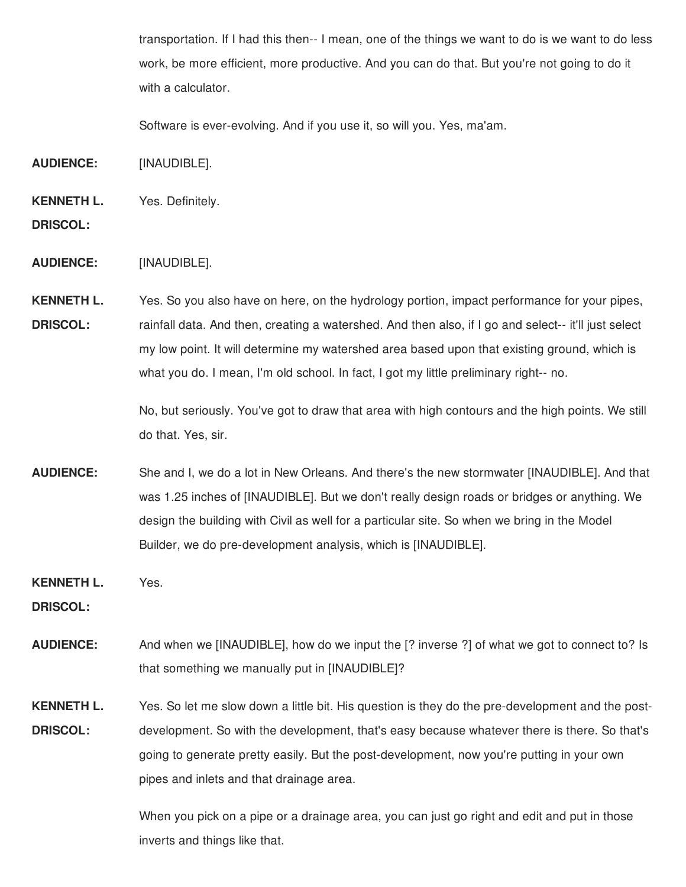transportation. If I had this then-- I mean, one of the things we want to do is we want to do less work, be more efficient, more productive. And you can do that. But you're not going to do it with a calculator.

Software is ever-evolving. And if you use it, so will you. Yes, ma'am.

**AUDIENCE:** [INAUDIBLE].

**KENNETH L. DRISCOL:** Yes. Definitely.

**AUDIENCE:** [INAUDIBLE].

**KENNETH L. DRISCOL:** Yes. So you also have on here, on the hydrology portion, impact performance for your pipes, rainfall data. And then, creating a watershed. And then also, if I go and select-- it'll just select my low point. It will determine my watershed area based upon that existing ground, which is what you do. I mean, I'm old school. In fact, I got my little preliminary right-- no.

No, but seriously. You've got to draw that area with high contours and the high points. We still do that. Yes, sir.

**AUDIENCE:** She and I, we do a lot in New Orleans. And there's the new stormwater [INAUDIBLE]. And that was 1.25 inches of [INAUDIBLE]. But we don't really design roads or bridges or anything. We design the building with Civil as well for a particular site. So when we bring in the Model Builder, we do pre-development analysis, which is [INAUDIBLE].

**KENNETH L. DRISCOL:** Yes.

**AUDIENCE:** And when we [INAUDIBLE], how do we input the [? inverse ?] of what we got to connect to? Is that something we manually put in [INAUDIBLE]?

**KENNETH L. DRISCOL:** Yes. So let me slow down a little bit. His question is they do the pre-development and the post-development. So with the development, that's easy because whatever there is there. So that's going to generate pretty easily. But the post-development, now you're putting in your own pipes and inlets and that drainage area.

When you pick on a pipe or a drainage area, you can just go right and edit and put in those inverts and things like that.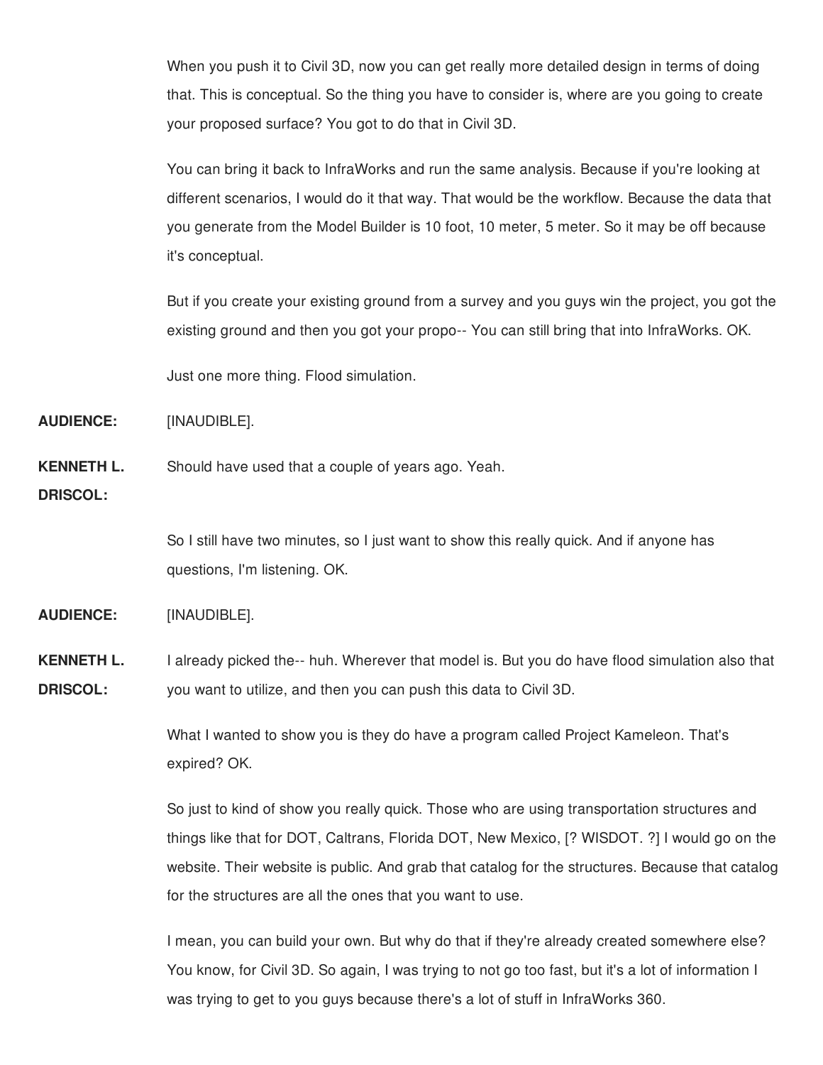When you push it to Civil 3D, now you can get really more detailed design in terms of doing that. This is conceptual. So the thing you have to consider is, where are you going to create your proposed surface? You got to do that in Civil 3D.

You can bring it back to InfraWorks and run the same analysis. Because if you're looking at different scenarios, I would do it that way. That would be the workflow. Because the data that you generate from the Model Builder is 10 foot, 10 meter, 5 meter. So it may be off because it's conceptual.

But if you create your existing ground from a survey and you guys win the project, you got the existing ground and then you got your propo-- You can still bring that into InfraWorks. OK.

Just one more thing. Flood simulation.

**AUDIENCE:** [INAUDIBLE].

**KENNETH L. DRISCOL:** Should have used that a couple of years ago. Yeah.

So I still have two minutes, so I just want to show this really quick. And if anyone has questions, I'm listening. OK.

**AUDIENCE:** [INAUDIBLE].

**KENNETH L. DRISCOL:** I already picked the-- huh. Wherever that model is. But you do have flood simulation also that you want to utilize, and then you can push this data to Civil 3D.

What I wanted to show you is they do have a program called Project Kameleon. That's expired? OK.

So just to kind of show you really quick. Those who are using transportation structures and things like that for DOT, Caltrans, Florida DOT, New Mexico, [? WISDOT. ?] I would go on the website. Their website is public. And grab that catalog for the structures. Because that catalog for the structures are all the ones that you want to use.

I mean, you can build your own. But why do that if they're already created somewhere else? You know, for Civil 3D. So again, I was trying to not go too fast, but it's a lot of information I was trying to get to you guys because there's a lot of stuff in InfraWorks 360.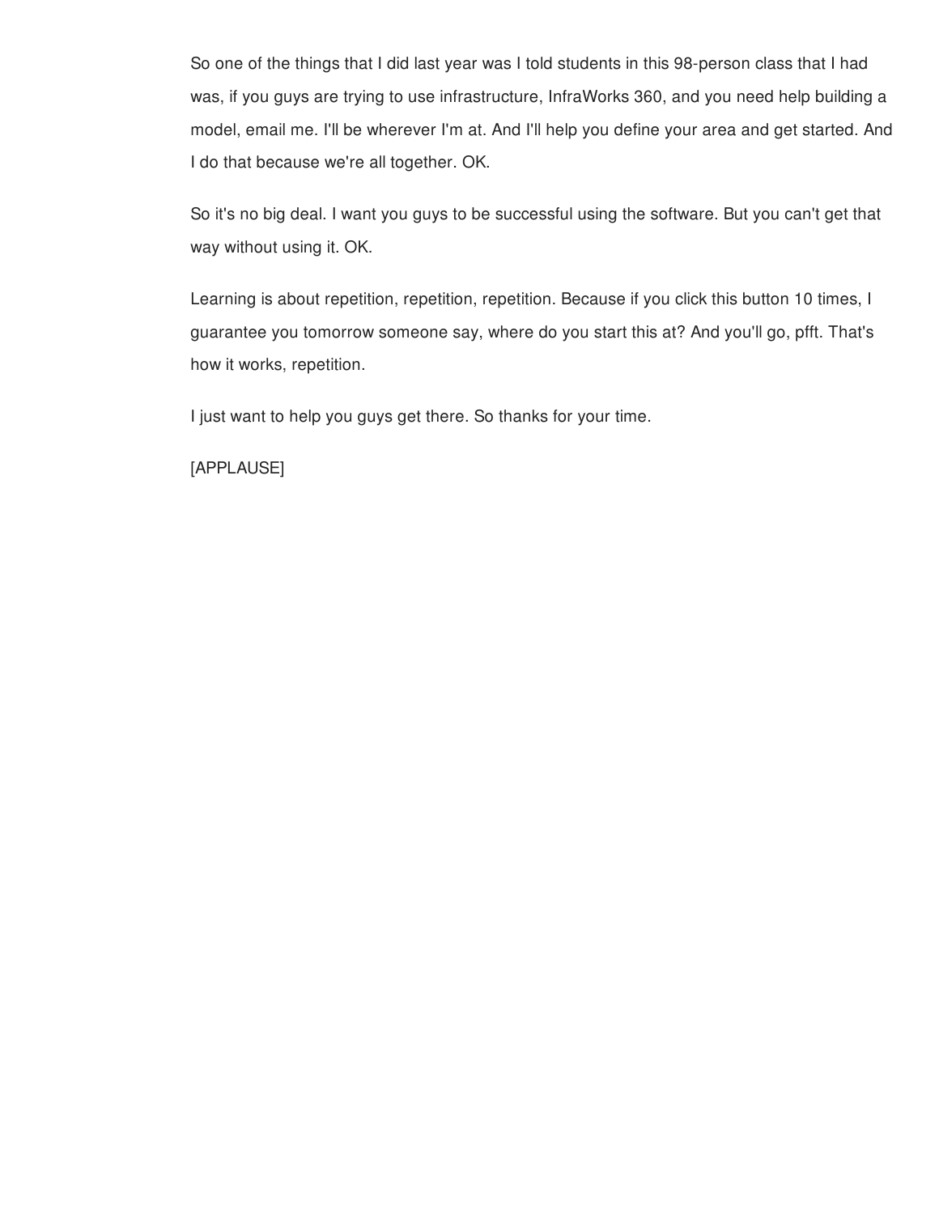So one of the things that I did last year was I told students in this 98-person class that I had was, if you guys are trying to use infrastructure, InfraWorks 360, and you need help building a model, email me. I'll be wherever I'm at. And I'll help you define your area and get started. And I do that because we're all together. OK.

So it's no big deal. I want you guys to be successful using the software. But you can't get that way without using it. OK.

Learning is about repetition, repetition, repetition. Because if you click this button 10 times, I guarantee you tomorrow someone say, where do you start this at? And you'll go, pfft. That's how it works, repetition.

I just want to help you guys get there. So thanks for your time.

[APPLAUSE]